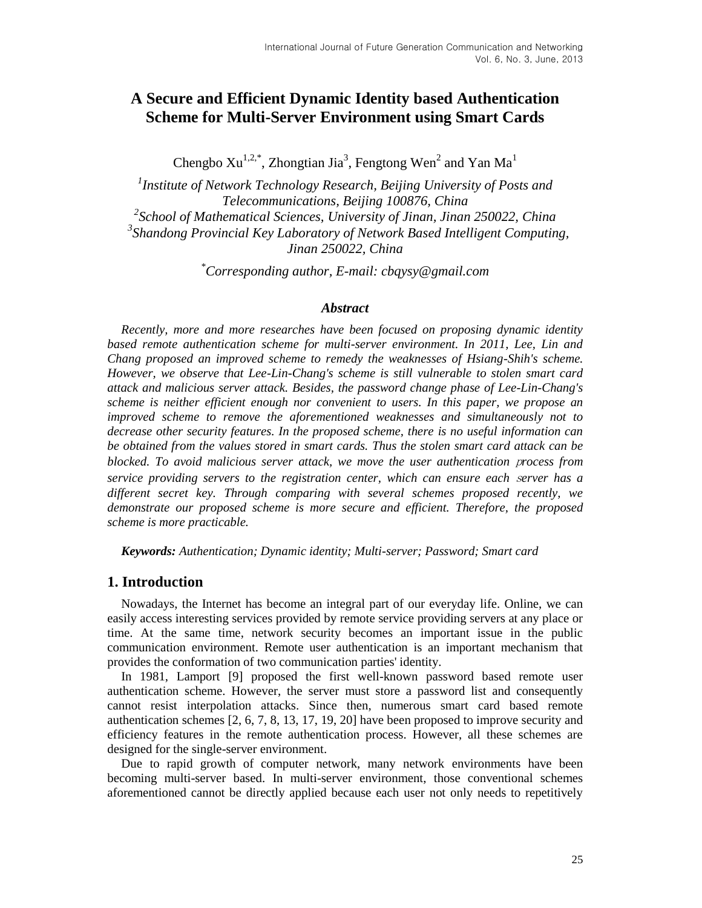# A Secure and Efficient Dynamic Identity based Authentication Scheme for Multi-Server Environment using Smart Cards

Chengbo Xu[1,2,*], Zhongtian Jia[3], Fengtong Wen[2] and Yan Ma[1]

[1]*Institute of Network Technology Research, Beijing University of Posts and Telecommunications, Beijing 100876, China*
[2]*School of Mathematical Sciences, University of Jinan, Jinan 250022, China*
[3]*Shandong Provincial Key Laboratory of Network Based Intelligent Computing, Jinan 250022, China*

[*]*Corresponding author, E-mail: cbqysy@gmail.com*

### *Abstract*

*Recently, more and more researches have been focused on proposing dynamic identity based remote authentication scheme for multi-server environment. In 2011, Lee, Lin and Chang proposed an improved scheme to remedy the weaknesses of Hsiang-Shih's scheme. However, we observe that Lee-Lin-Chang's scheme is still vulnerable to stolen smart card attack and malicious server attack. Besides, the password change phase of Lee-Lin-Chang's scheme is neither efficient enough nor convenient to users. In this paper, we propose an improved scheme to remove the aforementioned weaknesses and simultaneously not to decrease other security features. In the proposed scheme, there is no useful information can be obtained from the values stored in smart cards. Thus the stolen smart card attack can be blocked. To avoid malicious server attack, we move the user authentication process from service providing servers to the registration center, which can ensure each server has a different secret key. Through comparing with several schemes proposed recently, we demonstrate our proposed scheme is more secure and efficient. Therefore, the proposed scheme is more practicable.*

***Keywords:*** *Authentication; Dynamic identity; Multi-server; Password; Smart card*

## 1. Introduction

Nowadays, the Internet has become an integral part of our everyday life. Online, we can easily access interesting services provided by remote service providing servers at any place or time. At the same time, network security becomes an important issue in the public communication environment. Remote user authentication is an important mechanism that provides the conformation of two communication parties' identity.

In 1981, Lamport [9] proposed the first well-known password based remote user authentication scheme. However, the server must store a password list and consequently cannot resist interpolation attacks. Since then, numerous smart card based remote authentication schemes [2, 6, 7, 8, 13, 17, 19, 20] have been proposed to improve security and efficiency features in the remote authentication process. However, all these schemes are designed for the single-server environment.

Due to rapid growth of computer network, many network environments have been becoming multi-server based. In multi-server environment, those conventional schemes aforementioned cannot be directly applied because each user not only needs to repetitively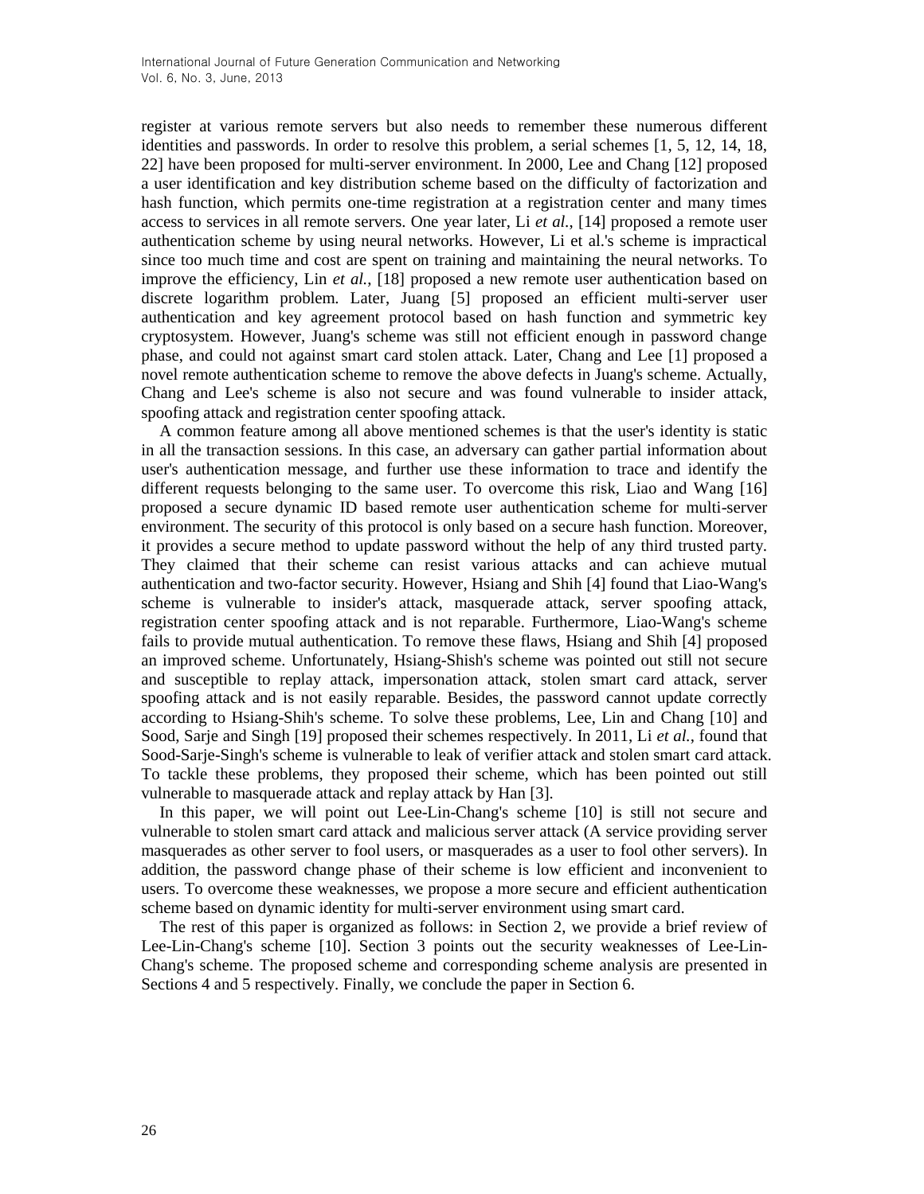register at various remote servers but also needs to remember these numerous different identities and passwords. In order to resolve this problem, a serial schemes [1, 5, 12, 14, 18, 22] have been proposed for multi-server environment. In 2000, Lee and Chang [12] proposed a user identification and key distribution scheme based on the difficulty of factorization and hash function, which permits one-time registration at a registration center and many times access to services in all remote servers. One year later, Li *et al.*, [14] proposed a remote user authentication scheme by using neural networks. However, Li et al.'s scheme is impractical since too much time and cost are spent on training and maintaining the neural networks. To improve the efficiency, Lin *et al.*, [18] proposed a new remote user authentication based on discrete logarithm problem. Later, Juang [5] proposed an efficient multi-server user authentication and key agreement protocol based on hash function and symmetric key cryptosystem. However, Juang's scheme was still not efficient enough in password change phase, and could not against smart card stolen attack. Later, Chang and Lee [1] proposed a novel remote authentication scheme to remove the above defects in Juang's scheme. Actually, Chang and Lee's scheme is also not secure and was found vulnerable to insider attack, spoofing attack and registration center spoofing attack.

A common feature among all above mentioned schemes is that the user's identity is static in all the transaction sessions. In this case, an adversary can gather partial information about user's authentication message, and further use these information to trace and identify the different requests belonging to the same user. To overcome this risk, Liao and Wang [16] proposed a secure dynamic ID based remote user authentication scheme for multi-server environment. The security of this protocol is only based on a secure hash function. Moreover, it provides a secure method to update password without the help of any third trusted party. They claimed that their scheme can resist various attacks and can achieve mutual authentication and two-factor security. However, Hsiang and Shih [4] found that Liao-Wang's scheme is vulnerable to insider's attack, masquerade attack, server spoofing attack, registration center spoofing attack and is not reparable. Furthermore, Liao-Wang's scheme fails to provide mutual authentication. To remove these flaws, Hsiang and Shih [4] proposed an improved scheme. Unfortunately, Hsiang-Shish's scheme was pointed out still not secure and susceptible to replay attack, impersonation attack, stolen smart card attack, server spoofing attack and is not easily reparable. Besides, the password cannot update correctly according to Hsiang-Shih's scheme. To solve these problems, Lee, Lin and Chang [10] and Sood, Sarje and Singh [19] proposed their schemes respectively. In 2011, Li *et al.*, found that Sood-Sarje-Singh's scheme is vulnerable to leak of verifier attack and stolen smart card attack. To tackle these problems, they proposed their scheme, which has been pointed out still vulnerable to masquerade attack and replay attack by Han [3].

In this paper, we will point out Lee-Lin-Chang's scheme [10] is still not secure and vulnerable to stolen smart card attack and malicious server attack (A service providing server masquerades as other server to fool users, or masquerades as a user to fool other servers). In addition, the password change phase of their scheme is low efficient and inconvenient to users. To overcome these weaknesses, we propose a more secure and efficient authentication scheme based on dynamic identity for multi-server environment using smart card.

The rest of this paper is organized as follows: in Section 2, we provide a brief review of Lee-Lin-Chang's scheme [10]. Section 3 points out the security weaknesses of Lee-Lin-Chang's scheme. The proposed scheme and corresponding scheme analysis are presented in Sections 4 and 5 respectively. Finally, we conclude the paper in Section 6.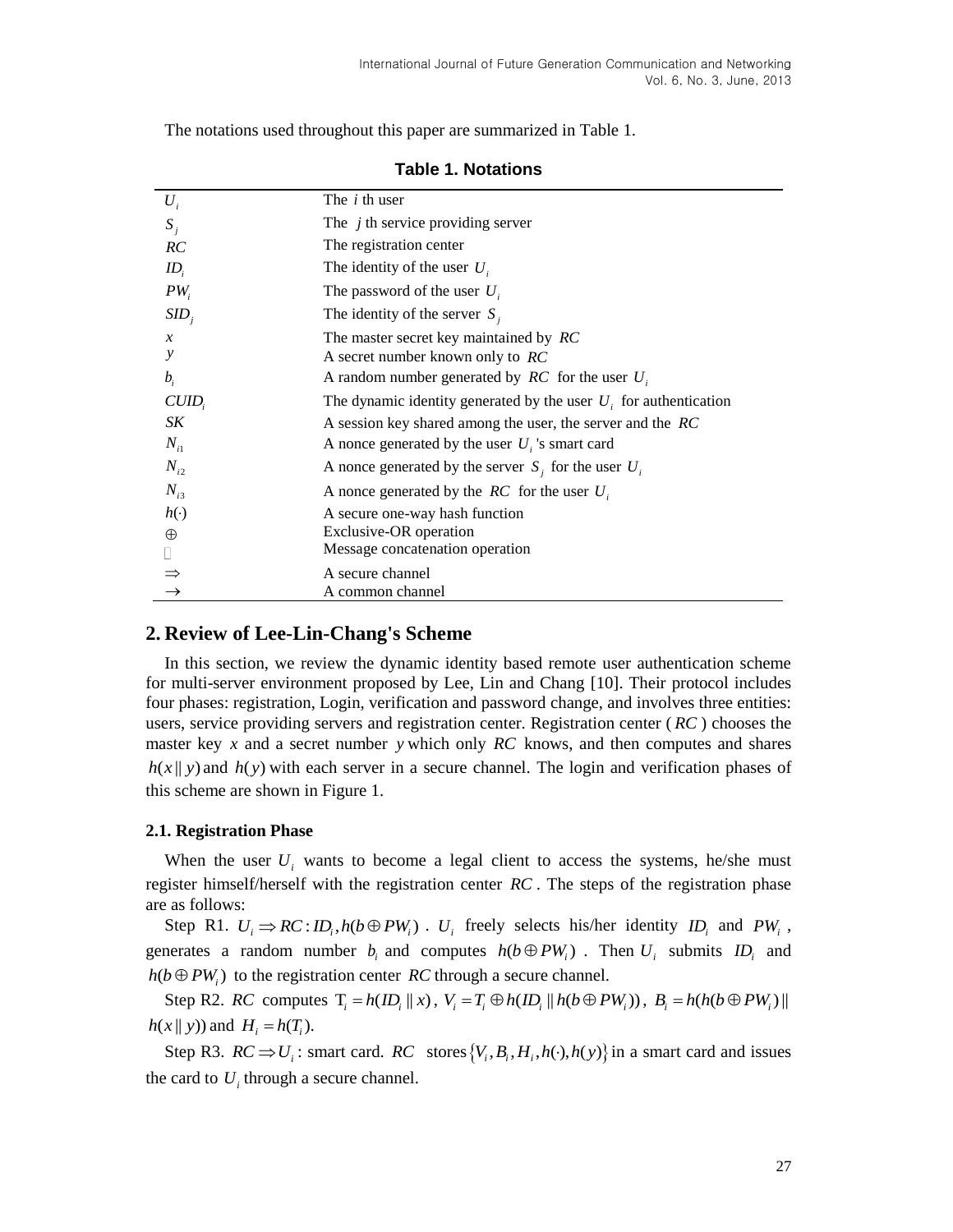The notations used throughout this paper are summarized in Table 1.

**Table 1. Notations**

| | |
|---|---|
| $U_i$ | The $i$ th user |
| $S_j$ | The $j$ th service providing server |
| $RC$ | The registration center |
| $ID_i$ | The identity of the user $U_i$ |
| $PW_i$ | The password of the user $U_i$ |
| $SID_j$ | The identity of the server $S_j$ |
| $x$ | The master secret key maintained by $RC$ |
| $y$ | A secret number known only to $RC$ |
| $b_i$ | A random number generated by $RC$ for the user $U_i$ |
| $CUID_i$ | The dynamic identity generated by the user $U_i$ for authentication |
| $SK$ | A session key shared among the user, the server and the $RC$ |
| $N_{i1}$ | A nonce generated by the user $U_i$ 's smart card |
| $N_{i2}$ | A nonce generated by the server $S_j$ for the user $U_i$ |
| $N_{i3}$ | A nonce generated by the $RC$ for the user $U_i$ |
| $h(\cdot)$ | A secure one-way hash function |
| $\oplus$ | Exclusive-OR operation |
| $\|$ | Message concatenation operation |
| $\Rightarrow$ | A secure channel |
| $\rightarrow$ | A common channel |

## 2. Review of Lee-Lin-Chang's Scheme

In this section, we review the dynamic identity based remote user authentication scheme for multi-server environment proposed by Lee, Lin and Chang [10]. Their protocol includes four phases: registration, Login, verification and password change, and involves three entities: users, service providing servers and registration center. Registration center ( $RC$ ) chooses the master key $x$ and a secret number $y$ which only $RC$ knows, and then computes and shares $h(x \| y)$ and $h(y)$ with each server in a secure channel. The login and verification phases of this scheme are shown in Figure 1.

### 2.1. Registration Phase

When the user $U_i$ wants to become a legal client to access the systems, he/she must register himself/herself with the registration center $RC$. The steps of the registration phase are as follows:

Step R1. $U_i \Rightarrow RC: ID_i, h(b \oplus PW_i)$ . $U_i$ freely selects his/her identity $ID_i$ and $PW_i$ , generates a random number $b_i$ and computes $h(b \oplus PW_i)$ . Then $U_i$ submits $ID_i$ and $h(b \oplus PW_i)$ to the registration center $RC$ through a secure channel.

Step R2. $RC$ computes $T_i = h(ID_i \| x)$ , $V_i = T_i \oplus h(ID_i \| h(b \oplus PW_i))$ , $B_i = h(h(b \oplus PW_i) \| h(x \| y))$ and $H_i = h(T_i)$.

Step R3. $RC \Rightarrow U_i$ : smart card. $RC$ stores $\{V_i, B_i, H_i, h(\cdot), h(y)\}$ in a smart card and issues the card to $U_i$ through a secure channel.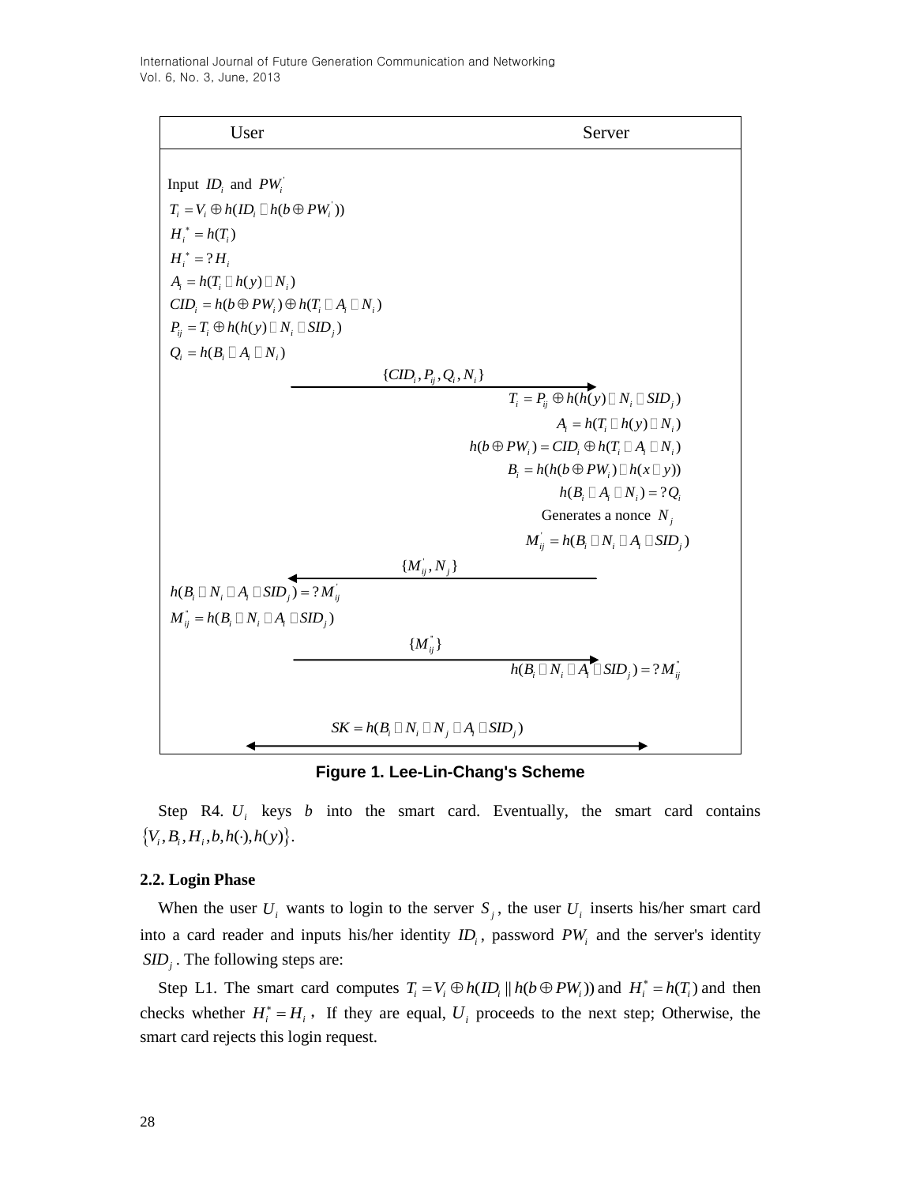| User | | Server |
|---|---|---|
| Input $ID_i$ and $PW_i^{'}$ | | |
| $T_i = V_i \oplus h(ID_i \| h(b \oplus PW_i^{'}))$ | | |
| $H_i^* = h(T_i)$ | | |
| $H_i^* = ?H_i$ | | |
| $A_i = h(T_i \| h(y) \| N_i)$ | | |
| $CID_i = h(b \oplus PW_i) \oplus h(T_i \| A_i \| N_i)$ | | |
| $P_{ij} = T_i \oplus h(h(y) \| N_i \| SID_j)$ | | |
| $Q_i = h(B_i \| A_i \| N_i)$ | | |
| | $\{CID_i, P_{ij}, Q_i, N_i\}$ → | |
| | | $T_i = P_{ij} \oplus h(h(y) \| N_i \| SID_j)$ |
| | | $A_i = h(T_i \| h(y) \| N_i)$ |
| | | $h(b \oplus PW_i) = CID_i \oplus h(T_i \| A_i \| N_i)$ |
| | | $B_i = h(h(b \oplus PW_i) \| h(x \| y))$ |
| | | $h(B_i \| A_i \| N_i) = ?Q_i$ |
| | | Generates a nonce $N_j$ |
| | | $M_{ij}^{'} = h(B_i \| N_i \| A_i \| SID_j)$ |
| | ← $\{M_{ij}^{'}, N_j\}$ | |
| $h(B_i \| N_i \| A_i \| SID_j) = ?M_{ij}^{'}$ | | |
| $M_{ij}^{*} = h(B_i \| N_i \| A_i \| SID_j)$ | | |
| | $\{M_{ij}^{*}\}$ → | |
| | | $h(B_i \| N_i \| A_i \| SID_j) = ?M_{ij}^{*}$ |
| | $SK = h(B_i \| N_i \| N_j \| A_i \| SID_j)$ ↔ | |

**Figure 1. Lee-Lin-Chang's Scheme**

Step R4. $U_i$ keys $b$ into the smart card. Eventually, the smart card contains $\{V_i, B_i, H_i, b, h(\cdot), h(y)\}$.

### 2.2. Login Phase

When the user $U_i$ wants to login to the server $S_j$, the user $U_i$ inserts his/her smart card into a card reader and inputs his/her identity $ID_i$, password $PW_i$ and the server's identity $SID_j$. The following steps are:

Step L1. The smart card computes $T_i = V_i \oplus h(ID_i \| h(b \oplus PW_i))$ and $H_i^* = h(T_i)$ and then checks whether $H_i^* = H_i$, If they are equal, $U_i$ proceeds to the next step; Otherwise, the smart card rejects this login request.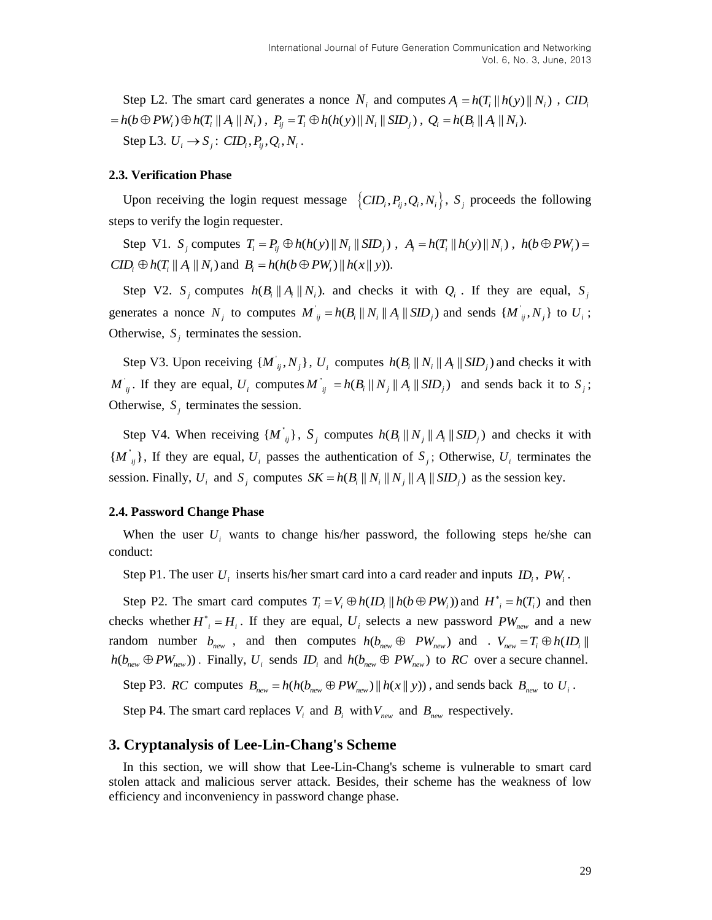Step L2. The smart card generates a nonce $N_i$ and computes $A_i = h(T_i \| h(y) \| N_i)$ , $CID_i = h(b \oplus PW_i) \oplus h(T_i \| A_i \| N_i)$ , $P_{ij} = T_i \oplus h(h(y) \| N_i \| SID_j)$ , $Q_i = h(B_i \| A_i \| N_i)$.

Step L3. $U_i \rightarrow S_j$ : $CID_i, P_{ij}, Q_i, N_i$ .

### 2.3. Verification Phase

Upon receiving the login request message $\{CID_i, P_{ij}, Q_i, N_i\}$, $S_j$ proceeds the following steps to verify the login requester.

Step V1. $S_j$ computes $T_i = P_{ij} \oplus h(h(y) \| N_i \| SID_j)$ , $A_i = h(T_i \| h(y) \| N_i)$ , $h(b \oplus PW_i) = CID_i \oplus h(T_i \| A_i \| N_i)$ and $B_i = h(h(b \oplus PW_i) \| h(x \| y))$.

Step V2. $S_j$ computes $h(B_i \| A_i \| N_i)$. and checks it with $Q_i$ . If they are equal, $S_j$ generates a nonce $N_j$ to computes $M'_{ij} = h(B_i \| N_i \| A_i \| SID_j)$ and sends $\{M'_{ij}, N_j\}$ to $U_i$ ; Otherwise, $S_j$ terminates the session.

Step V3. Upon receiving $\{M'_{ij}, N_j\}$, $U_i$ computes $h(B_i \| N_i \| A_i \| SID_j)$ and checks it with $M'_{ij}$. If they are equal, $U_i$ computes $M''_{ij} = h(B_i \| N_j \| A_i \| SID_j)$ and sends back it to $S_j$; Otherwise, $S_j$ terminates the session.

Step V4. When receiving $\{M''_{ij}\}$, $S_j$ computes $h(B_i \| N_j \| A_i \| SID_j)$ and checks it with $\{M''_{ij}\}$, If they are equal, $U_i$ passes the authentication of $S_j$; Otherwise, $U_i$ terminates the session. Finally, $U_i$ and $S_j$ computes $SK = h(B_i \| N_i \| N_j \| A_i \| SID_j)$ as the session key.

### 2.4. Password Change Phase

When the user $U_i$ wants to change his/her password, the following steps he/she can conduct:

Step P1. The user $U_i$ inserts his/her smart card into a card reader and inputs $ID_i$, $PW_i$.

Step P2. The smart card computes $T_i = V_i \oplus h(ID_i \| h(b \oplus PW_i))$ and $H^*_i = h(T_i)$ and then checks whether $H^*_i = H_i$. If they are equal, $U_i$ selects a new password $PW_{new}$ and a new random number $b_{new}$ , and then computes $h(b_{new} \oplus PW_{new})$ and . $V_{new} = T_i \oplus h(ID_i \| h(b_{new} \oplus PW_{new}))$ . Finally, $U_i$ sends $ID_i$ and $h(b_{new} \oplus PW_{new})$ to $RC$ over a secure channel.

Step P3. $RC$ computes $B_{new} = h(h(b_{new} \oplus PW_{new}) \| h(x \| y))$ , and sends back $B_{new}$ to $U_i$ .

Step P4. The smart card replaces $V_i$ and $B_i$ with $V_{new}$ and $B_{new}$ respectively.

## 3. Cryptanalysis of Lee-Lin-Chang's Scheme

In this section, we will show that Lee-Lin-Chang's scheme is vulnerable to smart card stolen attack and malicious server attack. Besides, their scheme has the weakness of low efficiency and inconveniency in password change phase.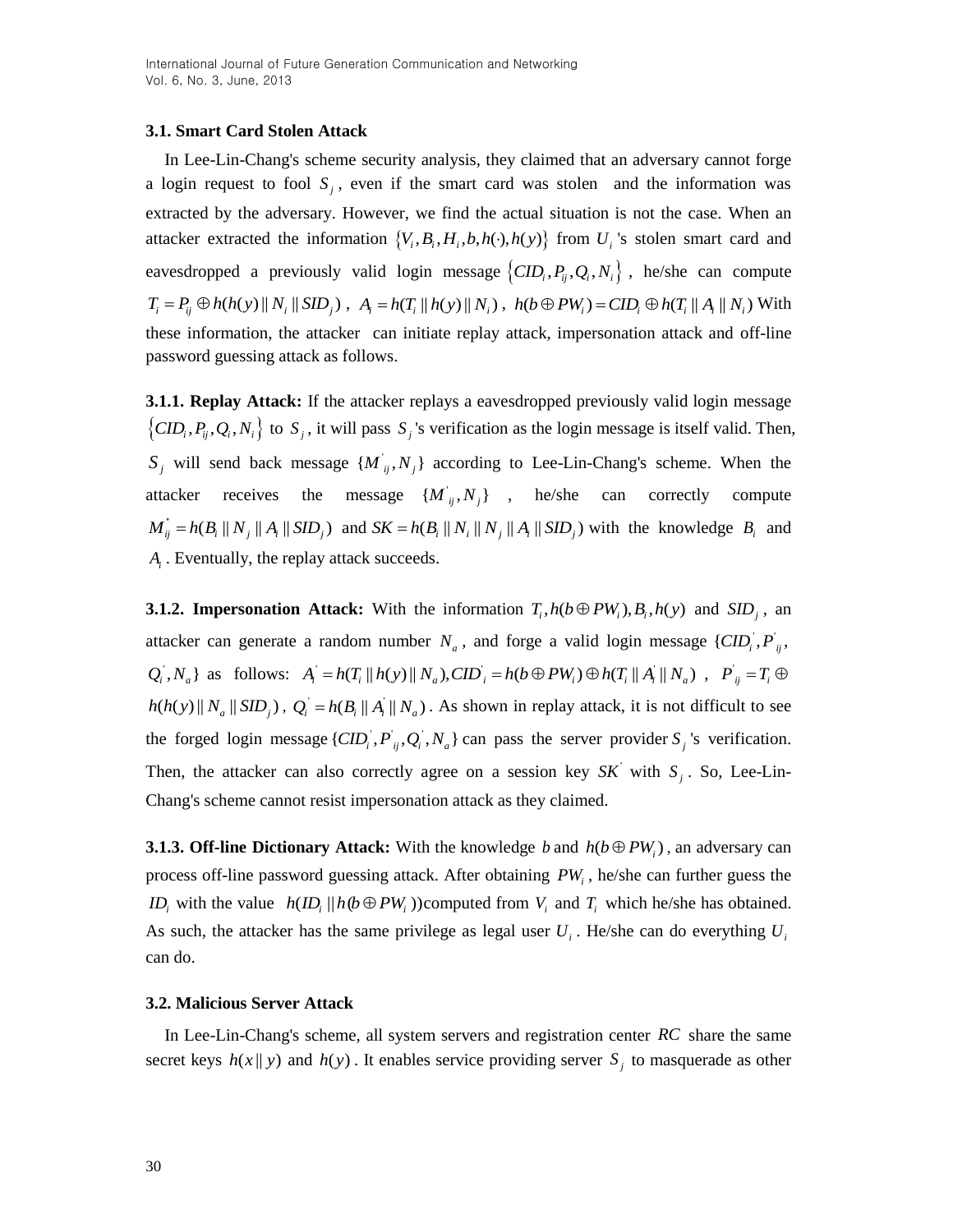### 3.1. Smart Card Stolen Attack

In Lee-Lin-Chang's scheme security analysis, they claimed that an adversary cannot forge a login request to fool $S_j$, even if the smart card was stolen and the information was extracted by the adversary. However, we find the actual situation is not the case. When an attacker extracted the information $\{V_i, B_i, H_i, b, h(\cdot), h(y)\}$ from $U_i$'s stolen smart card and eavesdropped a previously valid login message $\{CID_i, P_{ij}, Q_i, N_i\}$, he/she can compute $T_i = P_{ij} \oplus h(h(y) \| N_i \| SID_j)$, $A_i = h(T_i \| h(y) \| N_i)$, $h(b \oplus PW_i) = CID_i \oplus h(T_i \| A_i \| N_i)$ With these information, the attacker can initiate replay attack, impersonation attack and off-line password guessing attack as follows.

**3.1.1. Replay Attack:** If the attacker replays a eavesdropped previously valid login message $\{CID_i, P_{ij}, Q_i, N_i\}$ to $S_j$, it will pass $S_j$'s verification as the login message is itself valid. Then, $S_j$ will send back message $\{M'_{ij}, N_j\}$ according to Lee-Lin-Chang's scheme. When the attacker receives the message $\{M'_{ij}, N_j\}$, he/she can correctly compute $M''_{ij} = h(B_i \| N_j \| A_i \| SID_j)$ and $SK = h(B_i \| N_i \| N_j \| A_i \| SID_j)$ with the knowledge $B_i$ and $A_i$. Eventually, the replay attack succeeds.

**3.1.2. Impersonation Attack:** With the information $T_i, h(b \oplus PW_i), B_i, h(y)$ and $SID_j$, an attacker can generate a random number $N_a$, and forge a valid login message $\{CID'_i, P'_{ij}, Q'_i, N_a\}$ as follows: $A'_i = h(T_i \| h(y) \| N_a), CID'_i = h(b \oplus PW_i) \oplus h(T_i \| A'_i \| N_a)$, $P'_{ij} = T_i \oplus h(h(y) \| N_a \| SID_j)$, $Q'_i = h(B_i \| A'_i \| N_a)$. As shown in replay attack, it is not difficult to see the forged login message $\{CID'_i, P'_{ij}, Q'_i, N_a\}$ can pass the server provider $S_j$'s verification. Then, the attacker can also correctly agree on a session key $SK'$ with $S_j$. So, Lee-Lin-Chang's scheme cannot resist impersonation attack as they claimed.

**3.1.3. Off-line Dictionary Attack:** With the knowledge $b$ and $h(b \oplus PW_i)$, an adversary can process off-line password guessing attack. After obtaining $PW_i$, he/she can further guess the $ID_i$ with the value $h(ID_i \| h(b \oplus PW_i))$ computed from $V_i$ and $T_i$ which he/she has obtained. As such, the attacker has the same privilege as legal user $U_i$. He/she can do everything $U_i$ can do.

### 3.2. Malicious Server Attack

In Lee-Lin-Chang's scheme, all system servers and registration center $RC$ share the same secret keys $h(x \| y)$ and $h(y)$. It enables service providing server $S_j$ to masquerade as other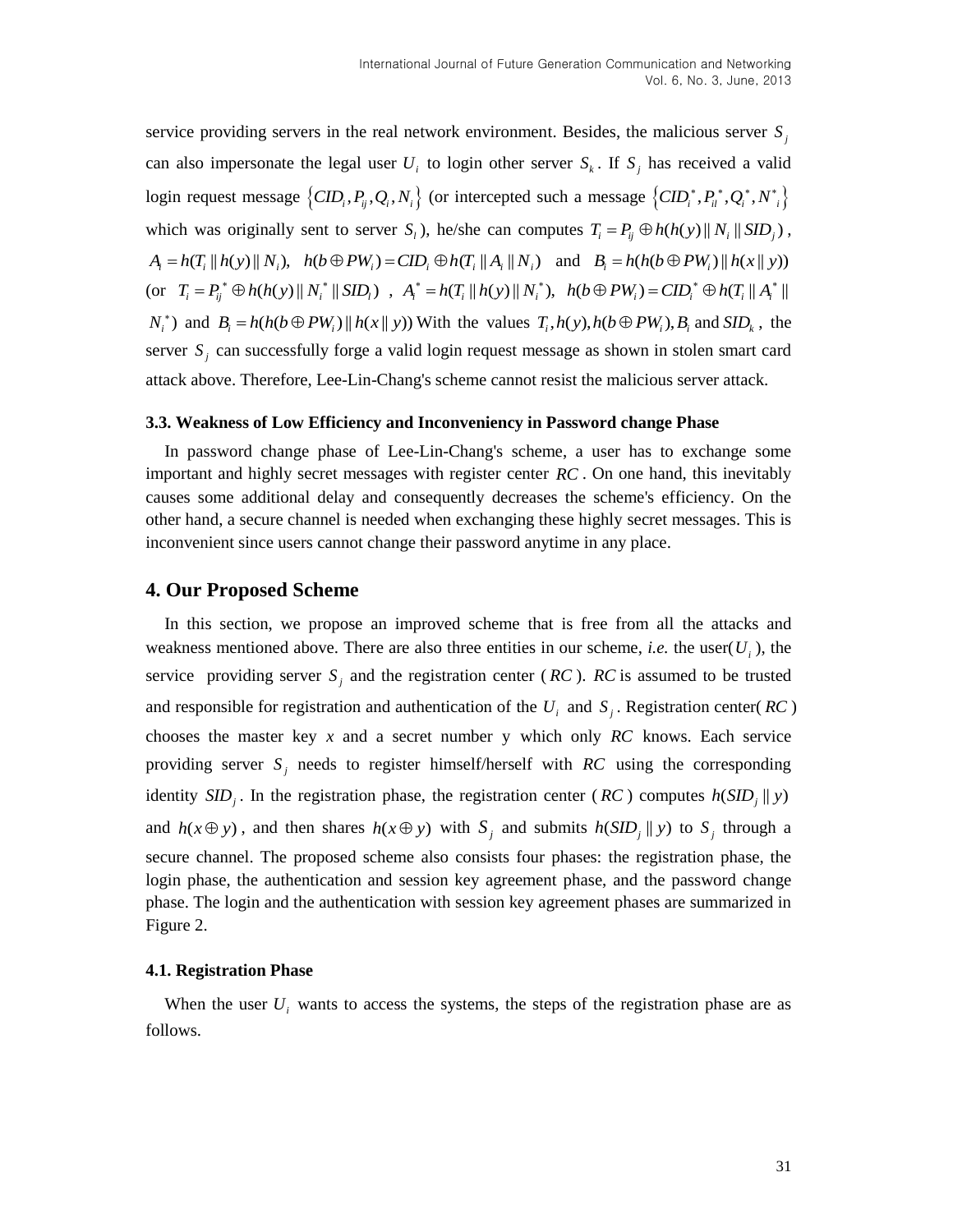service providing servers in the real network environment. Besides, the malicious server $S_j$ can also impersonate the legal user $U_i$ to login other server $S_k$. If $S_j$ has received a valid login request message $\{CID_i, P_{ij}, Q_i, N_i\}$ (or intercepted such a message $\{CID_i^*, P_{il}^*, Q_i^*, N_i^*\}$ which was originally sent to server $S_l$), he/she can computes $T_i = P_{ij} \oplus h(h(y) \| N_i \| SID_j)$, $A_i = h(T_i \| h(y) \| N_i)$, $h(b \oplus PW_i) = CID_i \oplus h(T_i \| A_i \| N_i)$ and $B_i = h(h(b \oplus PW_i) \| h(x \| y))$ (or $T_i = P_{ij}^* \oplus h(h(y) \| N_i^* \| SID_l)$, $A_i^* = h(T_i \| h(y) \| N_i^*)$, $h(b \oplus PW_i) = CID_i^* \oplus h(T_i \| A_i^* \| N_i^*)$ and $B_i = h(h(b \oplus PW_i) \| h(x \| y))$ With the values $T_i, h(y), h(b \oplus PW_i), B_i$ and $SID_k$, the server $S_j$ can successfully forge a valid login request message as shown in stolen smart card attack above. Therefore, Lee-Lin-Chang's scheme cannot resist the malicious server attack.

### 3.3. Weakness of Low Efficiency and Inconveniency in Password change Phase

In password change phase of Lee-Lin-Chang's scheme, a user has to exchange some important and highly secret messages with register center $RC$. On one hand, this inevitably causes some additional delay and consequently decreases the scheme's efficiency. On the other hand, a secure channel is needed when exchanging these highly secret messages. This is inconvenient since users cannot change their password anytime in any place.

## 4. Our Proposed Scheme

In this section, we propose an improved scheme that is free from all the attacks and weakness mentioned above. There are also three entities in our scheme, *i.e.* the user($U_i$), the service providing server $S_j$ and the registration center ($RC$). $RC$ is assumed to be trusted and responsible for registration and authentication of the $U_i$ and $S_j$. Registration center($RC$) chooses the master key $x$ and a secret number y which only $RC$ knows. Each service providing server $S_j$ needs to register himself/herself with $RC$ using the corresponding identity $SID_j$. In the registration phase, the registration center ($RC$) computes $h(SID_j \| y)$ and $h(x \oplus y)$, and then shares $h(x \oplus y)$ with $S_j$ and submits $h(SID_j \| y)$ to $S_j$ through a secure channel. The proposed scheme also consists four phases: the registration phase, the login phase, the authentication and session key agreement phase, and the password change phase. The login and the authentication with session key agreement phases are summarized in Figure 2.

### 4.1. Registration Phase

When the user $U_i$ wants to access the systems, the steps of the registration phase are as follows.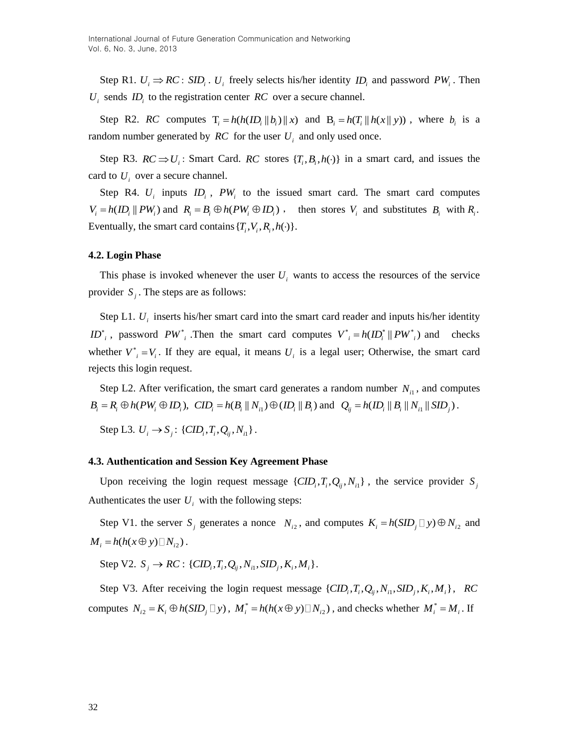Step R1. $U_i \Rightarrow RC$ : $SID_i$ . $U_i$ freely selects his/her identity $ID_i$ and password $PW_i$ . Then $U_i$ sends $ID_i$ to the registration center $RC$ over a secure channel.

Step R2. $RC$ computes $T_i = h(h(ID_i \| b_i) \| x)$ and $B_i = h(T_i \| h(x \| y))$ , where $b_i$ is a random number generated by $RC$ for the user $U_i$ and only used once.

Step R3. $RC \Rightarrow U_i$ : Smart Card. $RC$ stores $\{T_i, B_i, h(\cdot)\}$ in a smart card, and issues the card to $U_i$ over a secure channel.

Step R4. $U_i$ inputs $ID_i$ , $PW_i$ to the issued smart card. The smart card computes $V_i = h(ID_i \| PW_i)$ and $R_i = B_i \oplus h(PW_i \oplus ID_i)$ , then stores $V_i$ and substitutes $B_i$ with $R_i$. Eventually, the smart card contains $\{T_i, V_i, R_i, h(\cdot)\}$.

### 4.2. Login Phase

This phase is invoked whenever the user $U_i$ wants to access the resources of the service provider $S_j$ . The steps are as follows:

Step L1. $U_i$ inserts his/her smart card into the smart card reader and inputs his/her identity $ID^*_i$ , password $PW^*_i$ .Then the smart card computes $V^*_i = h(ID^*_i \| PW^*_i)$ and checks whether $V^*_i = V_i$. If they are equal, it means $U_i$ is a legal user; Otherwise, the smart card rejects this login request.

Step L2. After verification, the smart card generates a random number $N_{i1}$ , and computes $B_i = R_i \oplus h(PW_i \oplus ID_i)$, $CID_i = h(B_i \| N_{i1}) \oplus (ID_i \| B_i)$ and $Q_{ij} = h(ID_i \| B_i \| N_{i1} \| SID_j)$ .

Step L3. $U_i \rightarrow S_j$ : $\{CID_i, T_i, Q_{ij}, N_{i1}\}$ .

### 4.3. Authentication and Session Key Agreement Phase

Upon receiving the login request message $\{CID_i, T_i, Q_{ij}, N_{i1}\}$ , the service provider $S_j$ Authenticates the user $U_i$ with the following steps:

Step V1. the server $S_j$ generates a nonce $N_{i2}$ , and computes $K_i = h(SID_j \| y) \oplus N_{i2}$ and $M_i = h(h(x \oplus y) \| N_{i2})$ .

Step V2. $S_j \rightarrow RC$ : $\{CID_i, T_i, Q_{ij}, N_{i1}, SID_j, K_i, M_i\}$.

Step V3. After receiving the login request message $\{CID_i, T_i, Q_{ij}, N_{i1}, SID_j, K_i, M_i\}$, $RC$ computes $N_{i2} = K_i \oplus h(SID_j \| y)$ , $M^*_i = h(h(x \oplus y) \| N_{i2})$ , and checks whether $M^*_i = M_i$ . If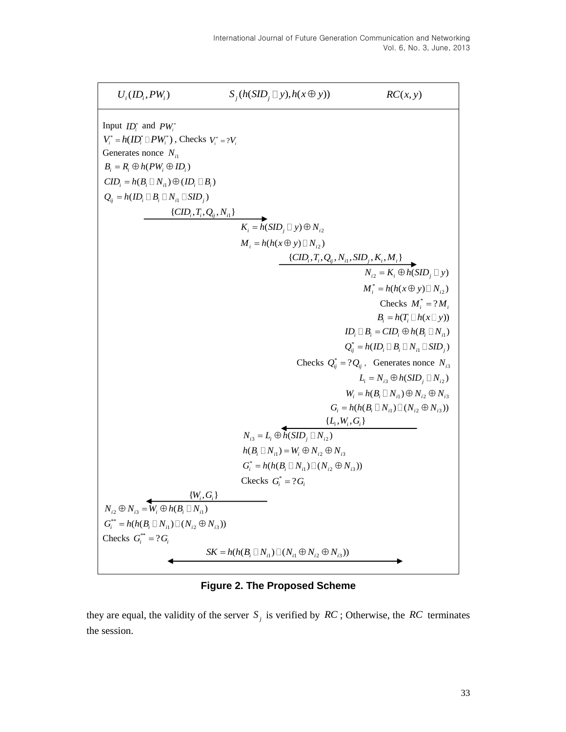| $U_i(ID_i, PW_i)$ | $S_j(h(SID_j \| y), h(x \oplus y))$ | $RC(x, y)$ |
|---|---|---|
| Input $ID_i^*$ and $PW_i^*$ | | |
| $V_i^* = h(ID_i^* \| PW_i^*)$, Checks $V_i^* = ?V_i$ | | |
| Generates nonce $N_{i1}$ | | |
| $B_i = R_i \oplus h(PW_i \oplus ID_i)$ | | |
| $CID_i = h(B_i \| N_{i1}) \oplus (ID_i \| B_i)$ | | |
| $Q_{ij} = h(ID_i \| B_i \| N_{i1} \| SID_j)$ | | |
| $\{CID_i, T_i, Q_{ij}, N_{i1}\}$ $\longrightarrow$ | | |
| | $K_i = h(SID_j \| y) \oplus N_{i2}$ | |
| | $M_i = h(h(x \oplus y) \| N_{i2})$ | |
| | $\{CID_i, T_i, Q_{ij}, N_{i1}, SID_j, K_i, M_i\}$ $\longrightarrow$ | |
| | | $N_{i2} = K_i \oplus h(SID_j \| y)$ |
| | | $M_i^* = h(h(x \oplus y) \| N_{i2})$ |
| | | Checks $M_i^* = ?M_i$ |
| | | $B_i = h(T_i \| h(x \| y))$ |
| | | $ID_i \| B_i = CID_i \oplus h(B_i \| N_{i1})$ |
| | | $Q_{ij}^* = h(ID_i \| B_i \| N_{i1} \| SID_j)$ |
| | | Checks $Q_{ij}^* = ?Q_{ij}$, Generates nonce $N_{i3}$ |
| | | $L_i = N_{i3} \oplus h(SID_j \| N_{i2})$ |
| | | $W_i = h(B_i \| N_{i1}) \oplus N_{i2} \oplus N_{i3}$ |
| | | $G_i = h(h(B_i \| N_{i1}) \| (N_{i2} \oplus N_{i3}))$ |
| | | $\longleftarrow$ $\{L_i, W_i, G_i\}$ |
| | $N_{i3} = L_i \oplus h(SID_j \| N_{i2})$ | |
| | $h(B_i \| N_{i1}) = W_i \oplus N_{i2} \oplus N_{i3}$ | |
| | $G_i^* = h(h(B_i \| N_{i1}) \| (N_{i2} \oplus N_{i3}))$ | |
| | Ckecks $G_i^* = ?G_i$ | |
| | $\longleftarrow$ $\{W_i, G_i\}$ | |
| $N_{i2} \oplus N_{i3} = W_i \oplus h(B_i \| N_{i1})$ | | |
| $G_i^{**} = h(h(B_i \| N_{i1}) \| (N_{i2} \oplus N_{i3}))$ | | |
| Checks $G_i^{**} = ?G_i$ | | |
| $\longleftarrow$ $SK = h(h(B_i \| N_{i1}) \| (N_{i1} \oplus N_{i2} \oplus N_{i3}))$ $\longrightarrow$ | | |

**Figure 2. The Proposed Scheme**

they are equal, the validity of the server $S_j$ is verified by $RC$; Otherwise, the $RC$ terminates the session.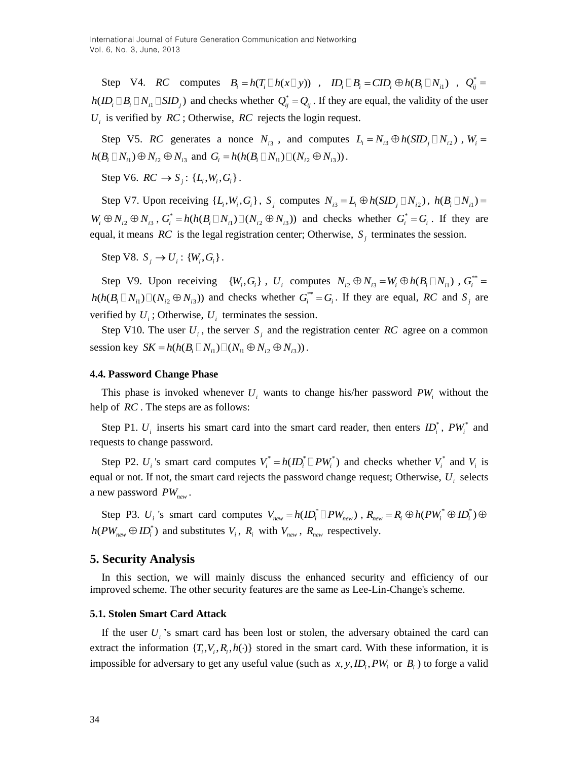Step V4. $RC$ computes $B_i = h(T_i \| h(x \| y))$ , $ID_i \| B_i = CID_i \oplus h(B_i \| N_{i1})$ , $Q_{ij}^* = h(ID_i \| B_i \| N_{i1} \| SID_j)$ and checks whether $Q_{ij}^* = Q_{ij}$. If they are equal, the validity of the user $U_i$ is verified by $RC$; Otherwise, $RC$ rejects the login request.

Step V5. $RC$ generates a nonce $N_{i3}$, and computes $L_i = N_{i3} \oplus h(SID_j \| N_{i2})$, $W_i = h(B_i \| N_{i1}) \oplus N_{i2} \oplus N_{i3}$ and $G_i = h(h(B_i \| N_{i1}) \| (N_{i2} \oplus N_{i3}))$.

Step V6. $RC \rightarrow S_j : \{L_i, W_i, G_i\}$.

Step V7. Upon receiving $\{L_i, W_i, G_i\}$, $S_j$ computes $N_{i3} = L_i \oplus h(SID_j \| N_{i2})$, $h(B_i \| N_{i1}) = W_i \oplus N_{i2} \oplus N_{i3}$, $G_i^* = h(h(B_i \| N_{i1}) \| (N_{i2} \oplus N_{i3}))$ and checks whether $G_i^* = G_i$. If they are equal, it means $RC$ is the legal registration center; Otherwise, $S_j$ terminates the session.

Step V8. $S_j \rightarrow U_i : \{W_i, G_i\}$.

Step V9. Upon receiving $\{W_i, G_i\}$, $U_i$ computes $N_{i2} \oplus N_{i3} = W_i \oplus h(B_i \| N_{i1})$, $G_i^{**} = h(h(B_i \| N_{i1}) \| (N_{i2} \oplus N_{i3}))$ and checks whether $G_i^{**} = G_i$. If they are equal, $RC$ and $S_j$ are verified by $U_i$; Otherwise, $U_i$ terminates the session.

Step V10. The user $U_i$, the server $S_j$ and the registration center $RC$ agree on a common session key $SK = h(h(B_i \| N_{i1}) \| (N_{i1} \oplus N_{i2} \oplus N_{i3}))$.

### 4.4. Password Change Phase

This phase is invoked whenever $U_i$ wants to change his/her password $PW_i$ without the help of $RC$. The steps are as follows:

Step P1. $U_i$ inserts his smart card into the smart card reader, then enters $ID_i^*$, $PW_i^*$ and requests to change password.

Step P2. $U_i$'s smart card computes $V_i^* = h(ID_i^* \| PW_i^*)$ and checks whether $V_i^*$ and $V_i$ is equal or not. If not, the smart card rejects the password change request; Otherwise, $U_i$ selects a new password $PW_{new}$.

Step P3. $U_i$'s smart card computes $V_{new} = h(ID_i^* \| PW_{new})$, $R_{new} = R_i \oplus h(PW_i^* \oplus ID_i^*) \oplus h(PW_{new} \oplus ID_i^*)$ and substitutes $V_i$, $R_i$ with $V_{new}$, $R_{new}$ respectively.

## 5. Security Analysis

In this section, we will mainly discuss the enhanced security and efficiency of our improved scheme. The other security features are the same as Lee-Lin-Change's scheme.

### 5.1. Stolen Smart Card Attack

If the user $U_i$'s smart card has been lost or stolen, the adversary obtained the card can extract the information $\{T_i, V_i, R_i, h(\cdot)\}$ stored in the smart card. With these information, it is impossible for adversary to get any useful value (such as $x, y, ID_i, PW_i$ or $B_i$) to forge a valid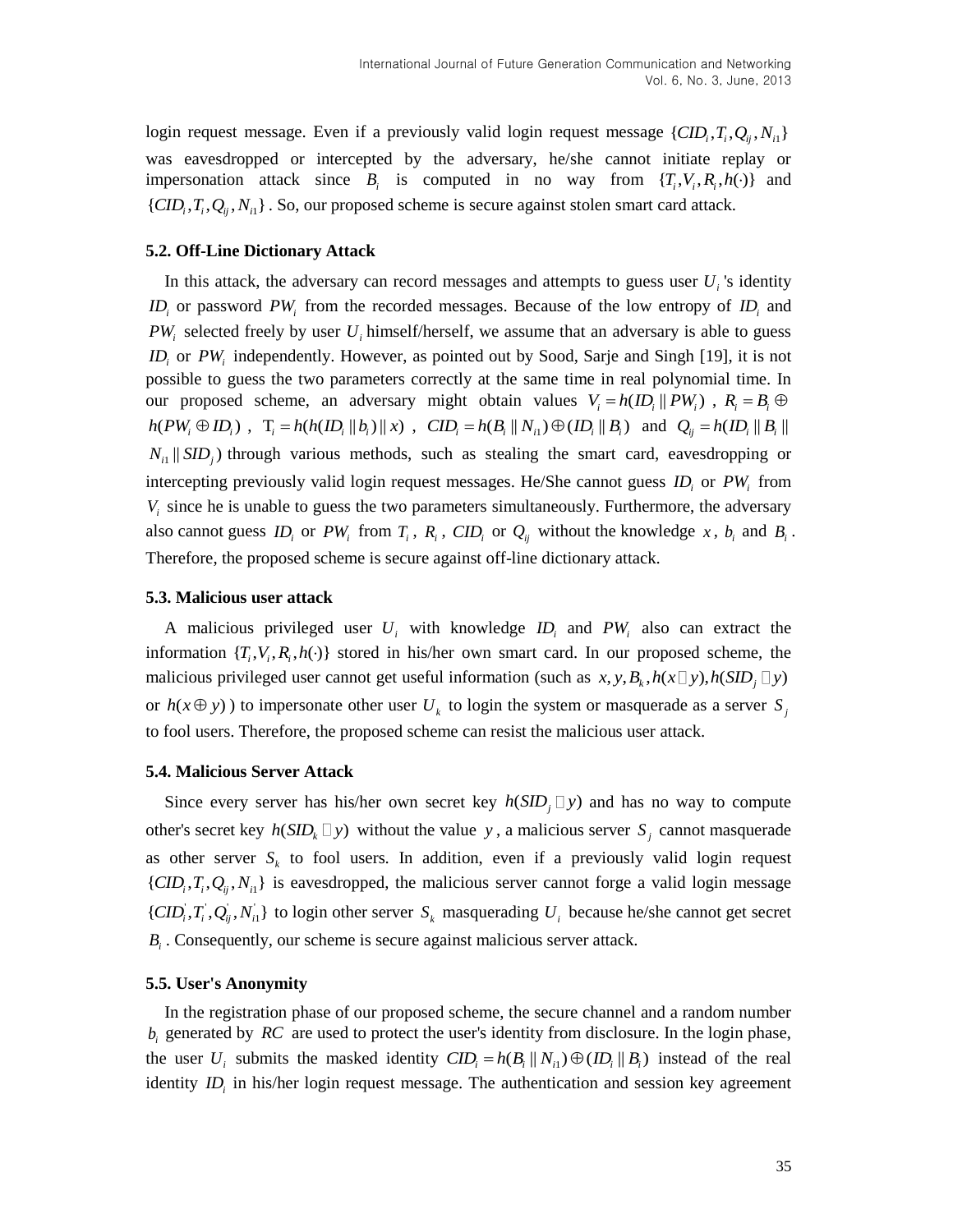login request message. Even if a previously valid login request message $\{CID_i, T_i, Q_{ij}, N_{i1}\}$ was eavesdropped or intercepted by the adversary, he/she cannot initiate replay or impersonation attack since $B_i$ is computed in no way from $\{T_i, V_i, R_i, h(\cdot)\}$ and $\{CID_i, T_i, Q_{ij}, N_{i1}\}$. So, our proposed scheme is secure against stolen smart card attack.

### 5.2. Off-Line Dictionary Attack

In this attack, the adversary can record messages and attempts to guess user $U_i$ 's identity $ID_i$ or password $PW_i$ from the recorded messages. Because of the low entropy of $ID_i$ and $PW_i$ selected freely by user $U_i$ himself/herself, we assume that an adversary is able to guess $ID_i$ or $PW_i$ independently. However, as pointed out by Sood, Sarje and Singh [19], it is not possible to guess the two parameters correctly at the same time in real polynomial time. In our proposed scheme, an adversary might obtain values $V_i = h(ID_i \| PW_i)$, $R_i = B_i \oplus h(PW_i \oplus ID_i)$, $T_i = h(h(ID_i \| b_i) \| x)$, $CID_i = h(B_i \| N_{i1}) \oplus (ID_i \| B_i)$ and $Q_{ij} = h(ID_i \| B_i \| N_{i1} \| SID_j)$ through various methods, such as stealing the smart card, eavesdropping or intercepting previously valid login request messages. He/She cannot guess $ID_i$ or $PW_i$ from $V_i$ since he is unable to guess the two parameters simultaneously. Furthermore, the adversary also cannot guess $ID_i$ or $PW_i$ from $T_i$, $R_i$, $CID_i$ or $Q_{ij}$ without the knowledge $x$, $b_i$ and $B_i$. Therefore, the proposed scheme is secure against off-line dictionary attack.

### 5.3. Malicious user attack

A malicious privileged user $U_i$ with knowledge $ID_i$ and $PW_i$ also can extract the information $\{T_i, V_i, R_i, h(\cdot)\}$ stored in his/her own smart card. In our proposed scheme, the malicious privileged user cannot get useful information (such as $x, y, B_k, h(x \| y), h(SID_j \| y)$ or $h(x \oplus y)$ ) to impersonate other user $U_k$ to login the system or masquerade as a server $S_j$ to fool users. Therefore, the proposed scheme can resist the malicious user attack.

### 5.4. Malicious Server Attack

Since every server has his/her own secret key $h(SID_j \| y)$ and has no way to compute other's secret key $h(SID_k \| y)$ without the value $y$, a malicious server $S_j$ cannot masquerade as other server $S_k$ to fool users. In addition, even if a previously valid login request $\{CID_i, T_i, Q_{ij}, N_{i1}\}$ is eavesdropped, the malicious server cannot forge a valid login message $\{CID_i^{'}, T_i^{'}, Q_{ij}^{'}, N_{i1}^{'}\}$ to login other server $S_k$ masquerading $U_i$ because he/she cannot get secret $B_i$. Consequently, our scheme is secure against malicious server attack.

### 5.5. User's Anonymity

In the registration phase of our proposed scheme, the secure channel and a random number $b_i$ generated by $RC$ are used to protect the user's identity from disclosure. In the login phase, the user $U_i$ submits the masked identity $CID_i = h(B_i \| N_{i1}) \oplus (ID_i \| B_i)$ instead of the real identity $ID_i$ in his/her login request message. The authentication and session key agreement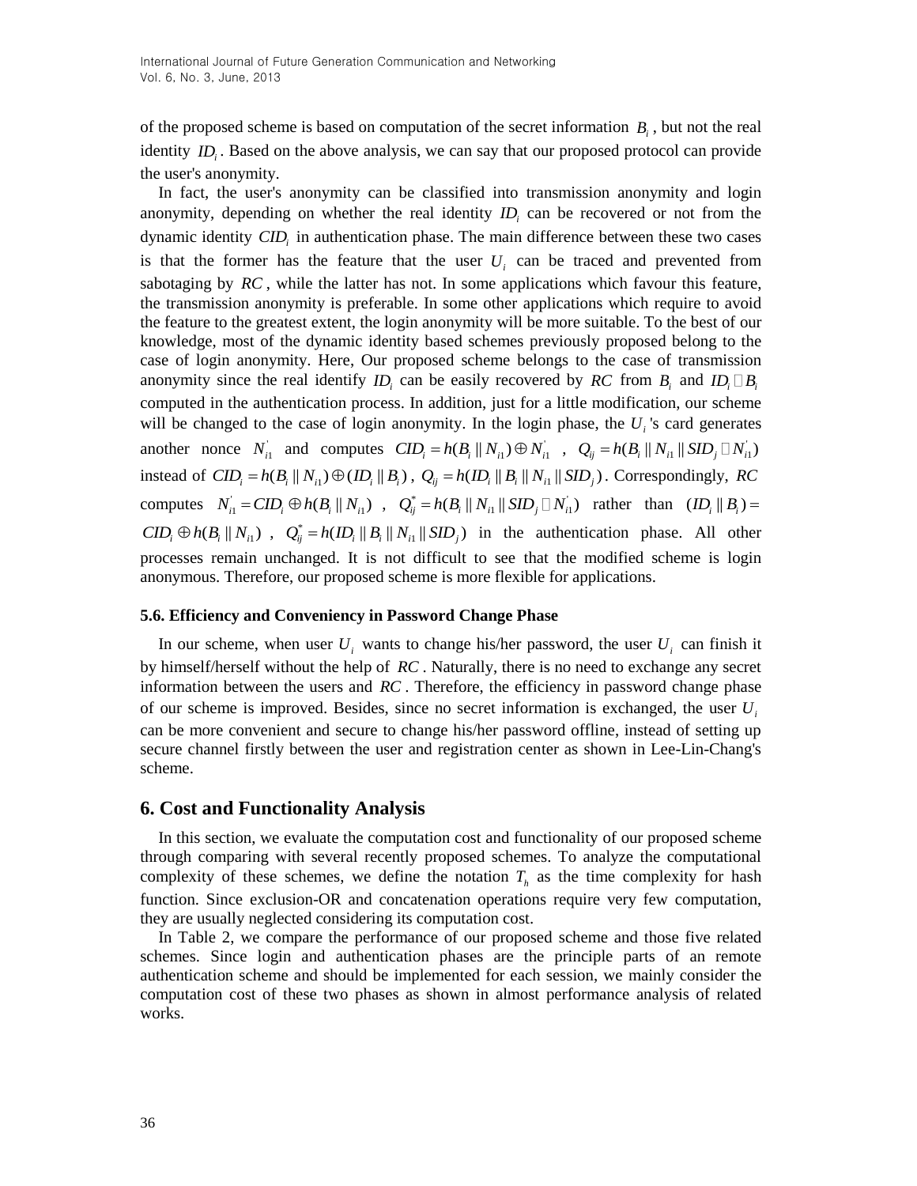of the proposed scheme is based on computation of the secret information $B_i$, but not the real identity $ID_i$. Based on the above analysis, we can say that our proposed protocol can provide the user's anonymity.

In fact, the user's anonymity can be classified into transmission anonymity and login anonymity, depending on whether the real identity $ID_i$ can be recovered or not from the dynamic identity $CID_i$ in authentication phase. The main difference between these two cases is that the former has the feature that the user $U_i$ can be traced and prevented from sabotaging by $RC$, while the latter has not. In some applications which favour this feature, the transmission anonymity is preferable. In some other applications which require to avoid the feature to the greatest extent, the login anonymity will be more suitable. To the best of our knowledge, most of the dynamic identity based schemes previously proposed belong to the case of login anonymity. Here, Our proposed scheme belongs to the case of transmission anonymity since the real identify $ID_i$ can be easily recovered by $RC$ from $B_i$ and $ID_i \| B_i$ computed in the authentication process. In addition, just for a little modification, our scheme will be changed to the case of login anonymity. In the login phase, the $U_i$'s card generates another nonce $N_{i1}^{'}$ and computes $CID_i = h(B_i \| N_{i1}) \oplus N_{i1}^{'}$, $Q_{ij} = h(B_i \| N_{i1} \| SID_j \| N_{i1}^{'})$ instead of $CID_i = h(B_i \| N_{i1}) \oplus (ID_i \| B_i)$, $Q_{ij} = h(ID_i \| B_i \| N_{i1} \| SID_j)$. Correspondingly, $RC$ computes $N_{i1}^{'} = CID_i \oplus h(B_i \| N_{i1})$, $Q_{ij}^{*} = h(B_i \| N_{i1} \| SID_j \| N_{i1}^{'})$ rather than $(ID_i \| B_i) = CID_i \oplus h(B_i \| N_{i1})$, $Q_{ij}^{*} = h(ID_i \| B_i \| N_{i1} \| SID_j)$ in the authentication phase. All other processes remain unchanged. It is not difficult to see that the modified scheme is login anonymous. Therefore, our proposed scheme is more flexible for applications.

### 5.6. Efficiency and Conveniency in Password Change Phase

In our scheme, when user $U_i$ wants to change his/her password, the user $U_i$ can finish it by himself/herself without the help of $RC$. Naturally, there is no need to exchange any secret information between the users and $RC$. Therefore, the efficiency in password change phase of our scheme is improved. Besides, since no secret information is exchanged, the user $U_i$ can be more convenient and secure to change his/her password offline, instead of setting up secure channel firstly between the user and registration center as shown in Lee-Lin-Chang's scheme.

## 6. Cost and Functionality Analysis

In this section, we evaluate the computation cost and functionality of our proposed scheme through comparing with several recently proposed schemes. To analyze the computational complexity of these schemes, we define the notation $T_h$ as the time complexity for hash function. Since exclusion-OR and concatenation operations require very few computation, they are usually neglected considering its computation cost.

In Table 2, we compare the performance of our proposed scheme and those five related schemes. Since login and authentication phases are the principle parts of an remote authentication scheme and should be implemented for each session, we mainly consider the computation cost of these two phases as shown in almost performance analysis of related works.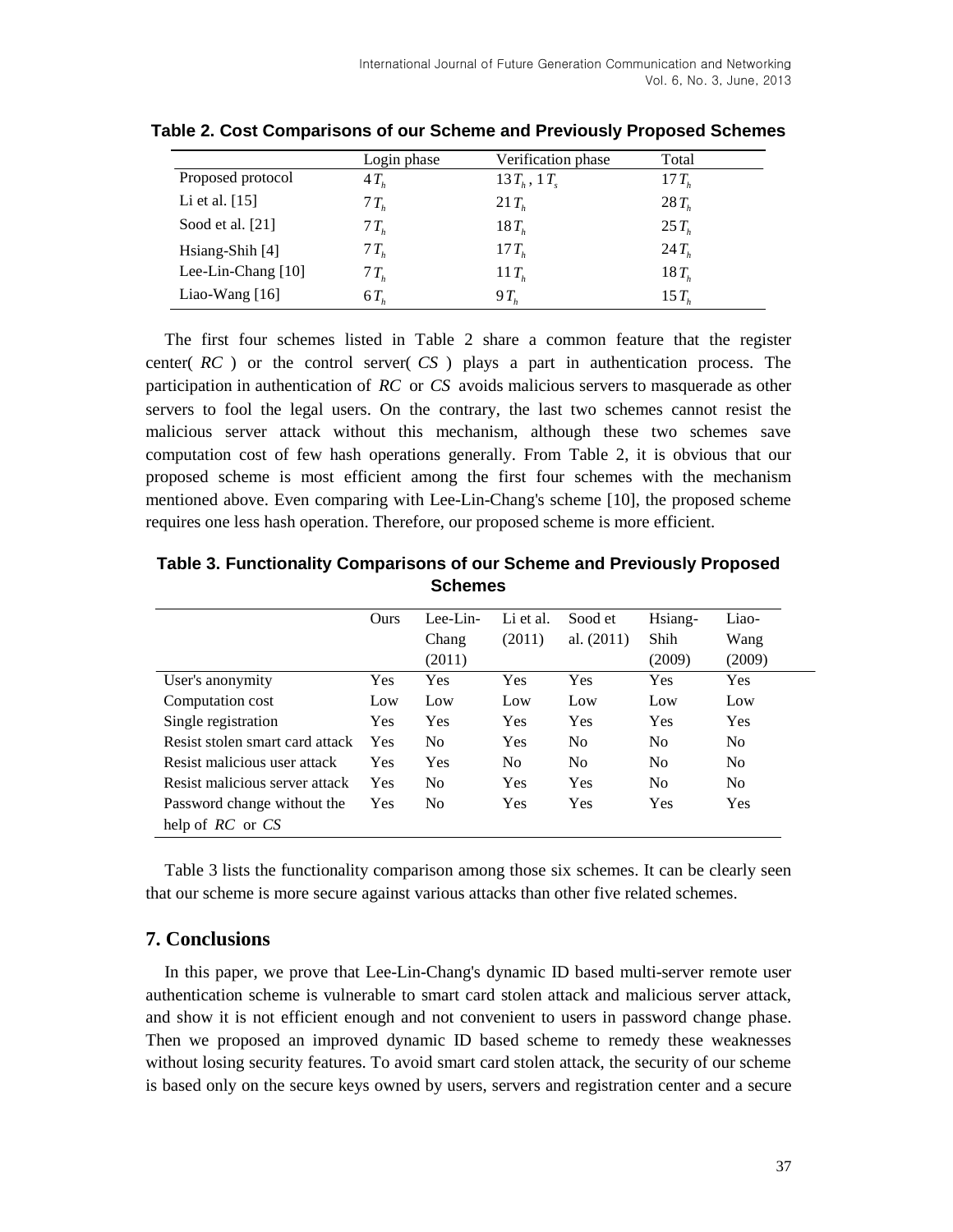**Table 2. Cost Comparisons of our Scheme and Previously Proposed Schemes**

| | Login phase | Verification phase | Total |
|---|---|---|---|
| Proposed protocol | $4T_h$ | $13T_h$, $1T_s$ | $17T_h$ |
| Li et al. [15] | $7T_h$ | $21T_h$ | $28T_h$ |
| Sood et al. [21] | $7T_h$ | $18T_h$ | $25T_h$ |
| Hsiang-Shih [4] | $7T_h$ | $17T_h$ | $24T_h$ |
| Lee-Lin-Chang [10] | $7T_h$ | $11T_h$ | $18T_h$ |
| Liao-Wang [16] | $6T_h$ | $9T_h$ | $15T_h$ |

The first four schemes listed in Table 2 share a common feature that the register center( $RC$ ) or the control server( $CS$ ) plays a part in authentication process. The participation in authentication of $RC$ or $CS$ avoids malicious servers to masquerade as other servers to fool the legal users. On the contrary, the last two schemes cannot resist the malicious server attack without this mechanism, although these two schemes save computation cost of few hash operations generally. From Table 2, it is obvious that our proposed scheme is most efficient among the first four schemes with the mechanism mentioned above. Even comparing with Lee-Lin-Chang's scheme [10], the proposed scheme requires one less hash operation. Therefore, our proposed scheme is more efficient.

**Table 3. Functionality Comparisons of our Scheme and Previously Proposed Schemes**

| | Ours | Lee-Lin-Chang (2011) | Li et al. (2011) | Sood et al. (2011) | Hsiang-Shih (2009) | Liao-Wang (2009) |
|---|---|---|---|---|---|---|
| User's anonymity | Yes | Yes | Yes | Yes | Yes | Yes |
| Computation cost | Low | Low | Low | Low | Low | Low |
| Single registration | Yes | Yes | Yes | Yes | Yes | Yes |
| Resist stolen smart card attack | Yes | No | Yes | No | No | No |
| Resist malicious user attack | Yes | Yes | No | No | No | No |
| Resist malicious server attack | Yes | No | Yes | Yes | No | No |
| Password change without the help of $RC$ or $CS$ | Yes | No | Yes | Yes | Yes | Yes |

Table 3 lists the functionality comparison among those six schemes. It can be clearly seen that our scheme is more secure against various attacks than other five related schemes.

## 7. Conclusions

In this paper, we prove that Lee-Lin-Chang's dynamic ID based multi-server remote user authentication scheme is vulnerable to smart card stolen attack and malicious server attack, and show it is not efficient enough and not convenient to users in password change phase. Then we proposed an improved dynamic ID based scheme to remedy these weaknesses without losing security features. To avoid smart card stolen attack, the security of our scheme is based only on the secure keys owned by users, servers and registration center and a secure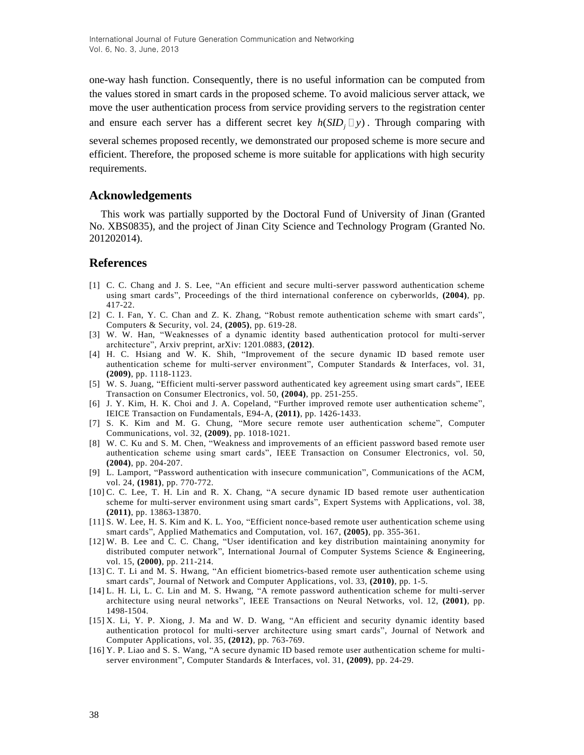one-way hash function. Consequently, there is no useful information can be computed from the values stored in smart cards in the proposed scheme. To avoid malicious server attack, we move the user authentication process from service providing servers to the registration center and ensure each server has a different secret key $h(SID_j \| y)$. Through comparing with several schemes proposed recently, we demonstrated our proposed scheme is more secure and efficient. Therefore, the proposed scheme is more suitable for applications with high security requirements.

## Acknowledgements

This work was partially supported by the Doctoral Fund of University of Jinan (Granted No. XBS0835), and the project of Jinan City Science and Technology Program (Granted No. 201202014).

## References

[1] C. C. Chang and J. S. Lee, "An efficient and secure multi-server password authentication scheme using smart cards", Proceedings of the third international conference on cyberworlds, **(2004)**, pp. 417-22.

[2] C. I. Fan, Y. C. Chan and Z. K. Zhang, "Robust remote authentication scheme with smart cards", Computers & Security, vol. 24, **(2005)**, pp. 619-28.

[3] W. W. Han, "Weaknesses of a dynamic identity based authentication protocol for multi-server architecture", Arxiv preprint, arXiv: 1201.0883, **(2012)**.

[4] H. C. Hsiang and W. K. Shih, "Improvement of the secure dynamic ID based remote user authentication scheme for multi-server environment", Computer Standards & Interfaces, vol. 31, **(2009)**, pp. 1118-1123.

[5] W. S. Juang, "Efficient multi-server password authenticated key agreement using smart cards", IEEE Transaction on Consumer Electronics, vol. 50, **(2004)**, pp. 251-255.

[6] J. Y. Kim, H. K. Choi and J. A. Copeland, "Further improved remote user authentication scheme", IEICE Transaction on Fundamentals, E94-A, **(2011)**, pp. 1426-1433.

[7] S. K. Kim and M. G. Chung, "More secure remote user authentication scheme", Computer Communications, vol. 32, **(2009)**, pp. 1018-1021.

[8] W. C. Ku and S. M. Chen, "Weakness and improvements of an efficient password based remote user authentication scheme using smart cards", IEEE Transaction on Consumer Electronics, vol. 50, **(2004)**, pp. 204-207.

[9] L. Lamport, "Password authentication with insecure communication", Communications of the ACM, vol. 24, **(1981)**, pp. 770-772.

[10] C. C. Lee, T. H. Lin and R. X. Chang, "A secure dynamic ID based remote user authentication scheme for multi-server environment using smart cards", Expert Systems with Applications, vol. 38, **(2011)**, pp. 13863-13870.

[11] S. W. Lee, H. S. Kim and K. L. Yoo, "Efficient nonce-based remote user authentication scheme using smart cards", Applied Mathematics and Computation, vol. 167, **(2005)**, pp. 355-361.

[12] W. B. Lee and C. C. Chang, "User identification and key distribution maintaining anonymity for distributed computer network", International Journal of Computer Systems Science & Engineering, vol. 15, **(2000)**, pp. 211-214.

[13] C. T. Li and M. S. Hwang, "An efficient biometrics-based remote user authentication scheme using smart cards", Journal of Network and Computer Applications, vol. 33, **(2010)**, pp. 1-5.

[14] L. H. Li, L. C. Lin and M. S. Hwang, "A remote password authentication scheme for multi-server architecture using neural networks", IEEE Transactions on Neural Networks, vol. 12, **(2001)**, pp. 1498-1504.

[15] X. Li, Y. P. Xiong, J. Ma and W. D. Wang, "An efficient and security dynamic identity based authentication protocol for multi-server architecture using smart cards", Journal of Network and Computer Applications, vol. 35, **(2012)**, pp. 763-769.

[16] Y. P. Liao and S. S. Wang, "A secure dynamic ID based remote user authentication scheme for multi-server environment", Computer Standards & Interfaces, vol. 31, **(2009)**, pp. 24-29.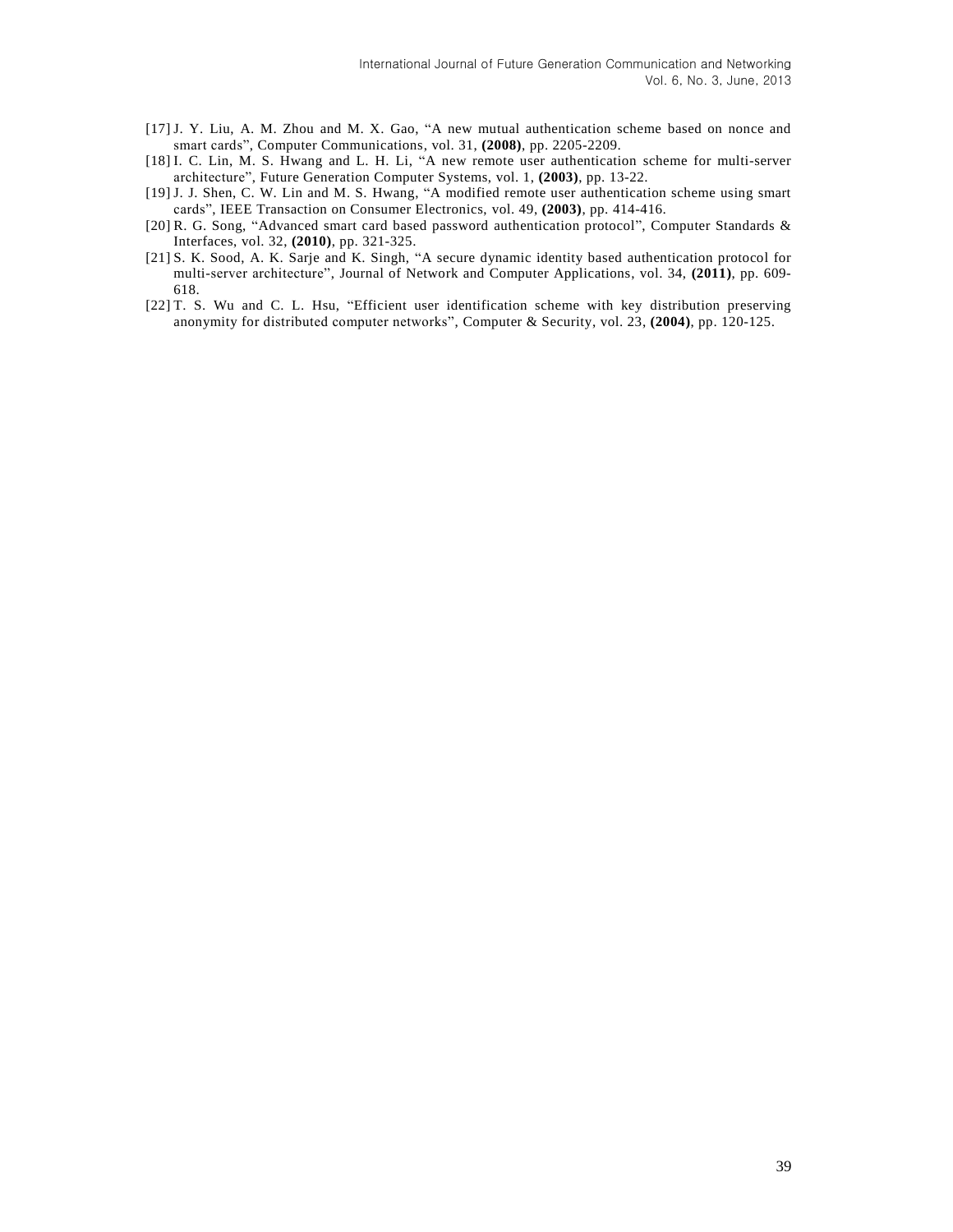[17] J. Y. Liu, A. M. Zhou and M. X. Gao, "A new mutual authentication scheme based on nonce and smart cards", Computer Communications, vol. 31, **(2008)**, pp. 2205-2209.

[18] I. C. Lin, M. S. Hwang and L. H. Li, "A new remote user authentication scheme for multi-server architecture", Future Generation Computer Systems, vol. 1, **(2003)**, pp. 13-22.

[19] J. J. Shen, C. W. Lin and M. S. Hwang, "A modified remote user authentication scheme using smart cards", IEEE Transaction on Consumer Electronics, vol. 49, **(2003)**, pp. 414-416.

[20] R. G. Song, "Advanced smart card based password authentication protocol", Computer Standards & Interfaces, vol. 32, **(2010)**, pp. 321-325.

[21] S. K. Sood, A. K. Sarje and K. Singh, "A secure dynamic identity based authentication protocol for multi-server architecture", Journal of Network and Computer Applications, vol. 34, **(2011)**, pp. 609-618.

[22] T. S. Wu and C. L. Hsu, "Efficient user identification scheme with key distribution preserving anonymity for distributed computer networks", Computer & Security, vol. 23, **(2004)**, pp. 120-125.